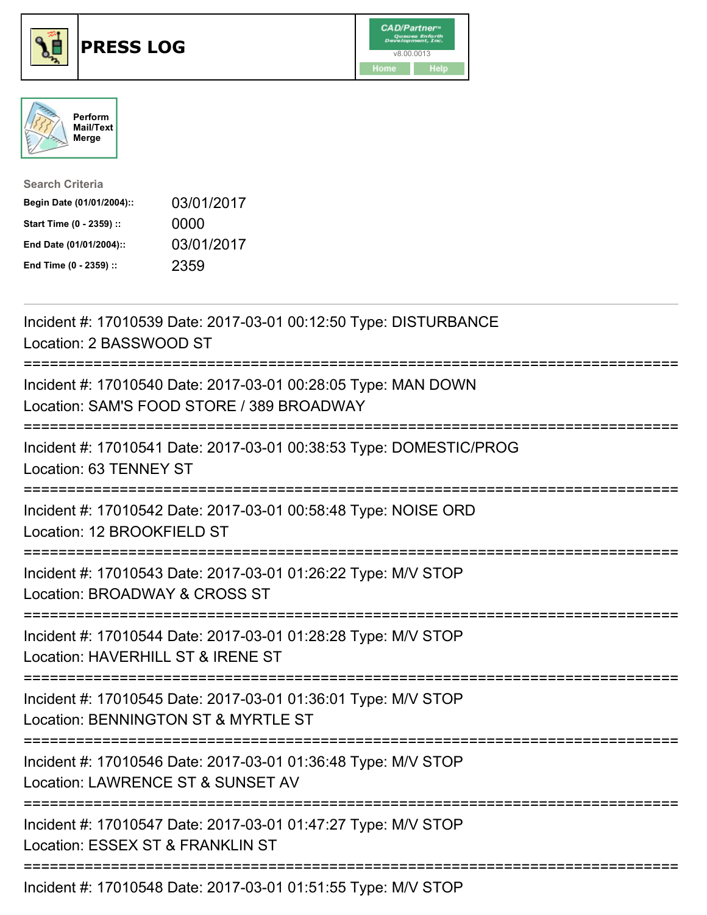# PRESS LOG

CAD/Partner
v8.00.0013
Home Help

Perform Mail/Text Merge

**Search Criteria**

| | |
|---|---|
| **Begin Date (01/01/2004)::** | 03/01/2017 |
| **Start Time (0 - 2359) ::** | 0000 |
| **End Date (01/01/2004)::** | 03/01/2017 |
| **End Time (0 - 2359) ::** | 2359 |

---

Incident #: 17010539 Date: 2017-03-01 00:12:50 Type: DISTURBANCE
Location: 2 BASSWOOD ST

===========================================================================

Incident #: 17010540 Date: 2017-03-01 00:28:05 Type: MAN DOWN
Location: SAM'S FOOD STORE / 389 BROADWAY

===========================================================================

Incident #: 17010541 Date: 2017-03-01 00:38:53 Type: DOMESTIC/PROG
Location: 63 TENNEY ST

===========================================================================

Incident #: 17010542 Date: 2017-03-01 00:58:48 Type: NOISE ORD
Location: 12 BROOKFIELD ST

===========================================================================

Incident #: 17010543 Date: 2017-03-01 01:26:22 Type: M/V STOP
Location: BROADWAY & CROSS ST

===========================================================================

Incident #: 17010544 Date: 2017-03-01 01:28:28 Type: M/V STOP
Location: HAVERHILL ST & IRENE ST

===========================================================================

Incident #: 17010545 Date: 2017-03-01 01:36:01 Type: M/V STOP
Location: BENNINGTON ST & MYRTLE ST

===========================================================================

Incident #: 17010546 Date: 2017-03-01 01:36:48 Type: M/V STOP
Location: LAWRENCE ST & SUNSET AV

===========================================================================

Incident #: 17010547 Date: 2017-03-01 01:47:27 Type: M/V STOP
Location: ESSEX ST & FRANKLIN ST

===========================================================================

Incident #: 17010548 Date: 2017-03-01 01:51:55 Type: M/V STOP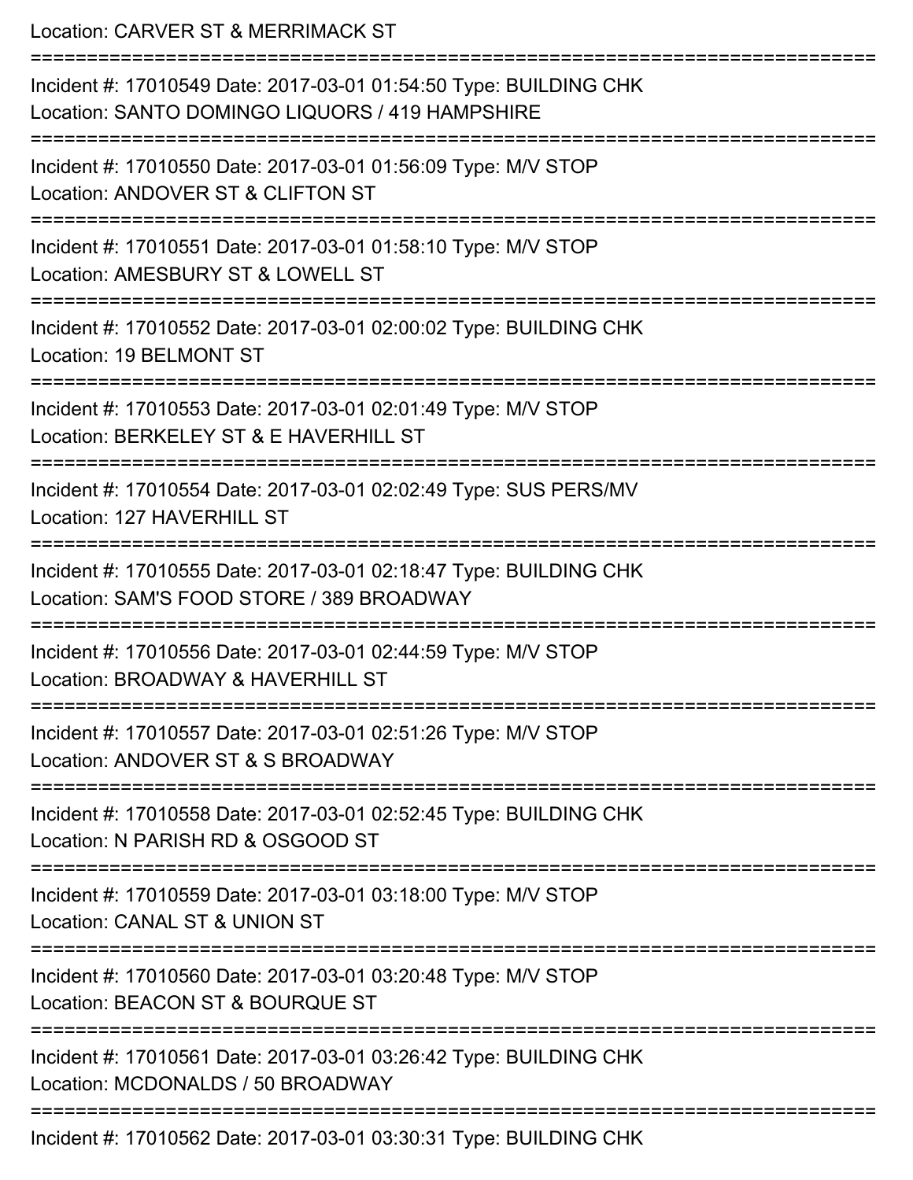Location: CARVER ST & MERRIMACK ST

===========================================================================

Incident #: 17010549 Date: 2017-03-01 01:54:50 Type: BUILDING CHK
Location: SANTO DOMINGO LIQUORS / 419 HAMPSHIRE

===========================================================================

Incident #: 17010550 Date: 2017-03-01 01:56:09 Type: M/V STOP
Location: ANDOVER ST & CLIFTON ST

===========================================================================

Incident #: 17010551 Date: 2017-03-01 01:58:10 Type: M/V STOP
Location: AMESBURY ST & LOWELL ST

===========================================================================

Incident #: 17010552 Date: 2017-03-01 02:00:02 Type: BUILDING CHK
Location: 19 BELMONT ST

===========================================================================

Incident #: 17010553 Date: 2017-03-01 02:01:49 Type: M/V STOP
Location: BERKELEY ST & E HAVERHILL ST

===========================================================================

Incident #: 17010554 Date: 2017-03-01 02:02:49 Type: SUS PERS/MV
Location: 127 HAVERHILL ST

===========================================================================

Incident #: 17010555 Date: 2017-03-01 02:18:47 Type: BUILDING CHK
Location: SAM'S FOOD STORE / 389 BROADWAY

===========================================================================

Incident #: 17010556 Date: 2017-03-01 02:44:59 Type: M/V STOP
Location: BROADWAY & HAVERHILL ST

===========================================================================

Incident #: 17010557 Date: 2017-03-01 02:51:26 Type: M/V STOP
Location: ANDOVER ST & S BROADWAY

===========================================================================

Incident #: 17010558 Date: 2017-03-01 02:52:45 Type: BUILDING CHK
Location: N PARISH RD & OSGOOD ST

===========================================================================

Incident #: 17010559 Date: 2017-03-01 03:18:00 Type: M/V STOP
Location: CANAL ST & UNION ST

===========================================================================

Incident #: 17010560 Date: 2017-03-01 03:20:48 Type: M/V STOP
Location: BEACON ST & BOURQUE ST

===========================================================================

Incident #: 17010561 Date: 2017-03-01 03:26:42 Type: BUILDING CHK
Location: MCDONALDS / 50 BROADWAY

===========================================================================

Incident #: 17010562 Date: 2017-03-01 03:30:31 Type: BUILDING CHK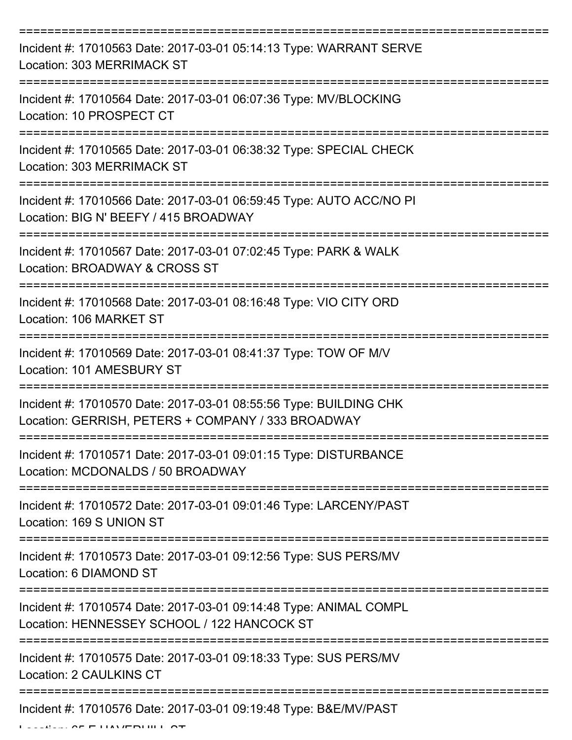===========================================================================

Incident #: 17010563 Date: 2017-03-01 05:14:13 Type: WARRANT SERVE
Location: 303 MERRIMACK ST

===========================================================================

Incident #: 17010564 Date: 2017-03-01 06:07:36 Type: MV/BLOCKING
Location: 10 PROSPECT CT

===========================================================================

Incident #: 17010565 Date: 2017-03-01 06:38:32 Type: SPECIAL CHECK
Location: 303 MERRIMACK ST

===========================================================================

Incident #: 17010566 Date: 2017-03-01 06:59:45 Type: AUTO ACC/NO PI
Location: BIG N' BEEFY / 415 BROADWAY

===========================================================================

Incident #: 17010567 Date: 2017-03-01 07:02:45 Type: PARK & WALK
Location: BROADWAY & CROSS ST

===========================================================================

Incident #: 17010568 Date: 2017-03-01 08:16:48 Type: VIO CITY ORD
Location: 106 MARKET ST

===========================================================================

Incident #: 17010569 Date: 2017-03-01 08:41:37 Type: TOW OF M/V
Location: 101 AMESBURY ST

===========================================================================

Incident #: 17010570 Date: 2017-03-01 08:55:56 Type: BUILDING CHK
Location: GERRISH, PETERS + COMPANY / 333 BROADWAY

===========================================================================

Incident #: 17010571 Date: 2017-03-01 09:01:15 Type: DISTURBANCE
Location: MCDONALDS / 50 BROADWAY

===========================================================================

Incident #: 17010572 Date: 2017-03-01 09:01:46 Type: LARCENY/PAST
Location: 169 S UNION ST

===========================================================================

Incident #: 17010573 Date: 2017-03-01 09:12:56 Type: SUS PERS/MV
Location: 6 DIAMOND ST

===========================================================================

Incident #: 17010574 Date: 2017-03-01 09:14:48 Type: ANIMAL COMPL
Location: HENNESSEY SCHOOL / 122 HANCOCK ST

===========================================================================

Incident #: 17010575 Date: 2017-03-01 09:18:33 Type: SUS PERS/MV
Location: 2 CAULKINS CT

===========================================================================

Incident #: 17010576 Date: 2017-03-01 09:19:48 Type: B&E/MV/PAST
Location: 65 E HAVERHILL ST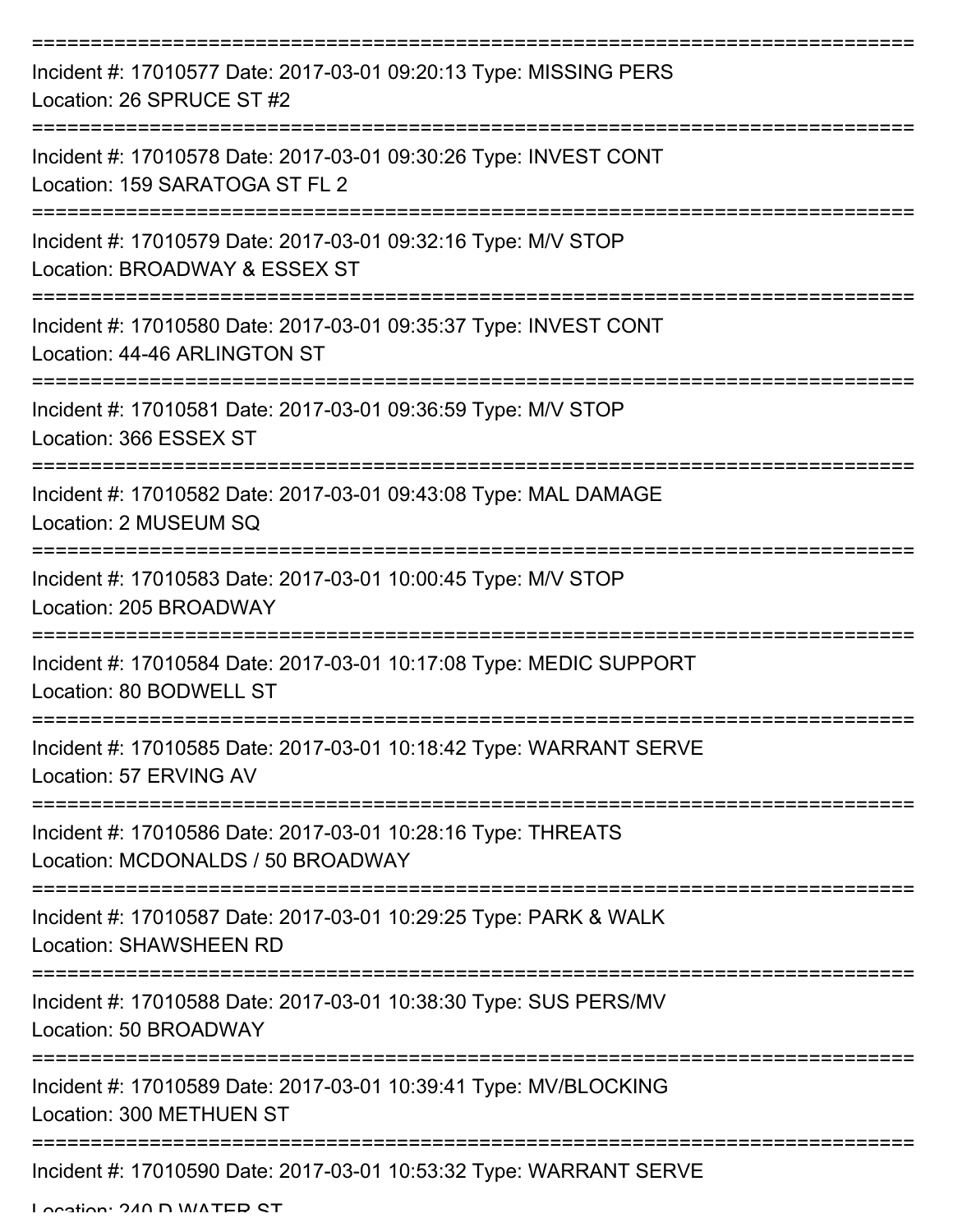===========================================================================

Incident #: 17010577 Date: 2017-03-01 09:20:13 Type: MISSING PERS
Location: 26 SPRUCE ST #2

===========================================================================

Incident #: 17010578 Date: 2017-03-01 09:30:26 Type: INVEST CONT
Location: 159 SARATOGA ST FL 2

===========================================================================

Incident #: 17010579 Date: 2017-03-01 09:32:16 Type: M/V STOP
Location: BROADWAY & ESSEX ST

===========================================================================

Incident #: 17010580 Date: 2017-03-01 09:35:37 Type: INVEST CONT
Location: 44-46 ARLINGTON ST

===========================================================================

Incident #: 17010581 Date: 2017-03-01 09:36:59 Type: M/V STOP
Location: 366 ESSEX ST

===========================================================================

Incident #: 17010582 Date: 2017-03-01 09:43:08 Type: MAL DAMAGE
Location: 2 MUSEUM SQ

===========================================================================

Incident #: 17010583 Date: 2017-03-01 10:00:45 Type: M/V STOP
Location: 205 BROADWAY

===========================================================================

Incident #: 17010584 Date: 2017-03-01 10:17:08 Type: MEDIC SUPPORT
Location: 80 BODWELL ST

===========================================================================

Incident #: 17010585 Date: 2017-03-01 10:18:42 Type: WARRANT SERVE
Location: 57 ERVING AV

===========================================================================

Incident #: 17010586 Date: 2017-03-01 10:28:16 Type: THREATS
Location: MCDONALDS / 50 BROADWAY

===========================================================================

Incident #: 17010587 Date: 2017-03-01 10:29:25 Type: PARK & WALK
Location: SHAWSHEEN RD

===========================================================================

Incident #: 17010588 Date: 2017-03-01 10:38:30 Type: SUS PERS/MV
Location: 50 BROADWAY

===========================================================================

Incident #: 17010589 Date: 2017-03-01 10:39:41 Type: MV/BLOCKING
Location: 300 METHUEN ST

===========================================================================

Incident #: 17010590 Date: 2017-03-01 10:53:32 Type: WARRANT SERVE
Location: 240 D WATER ST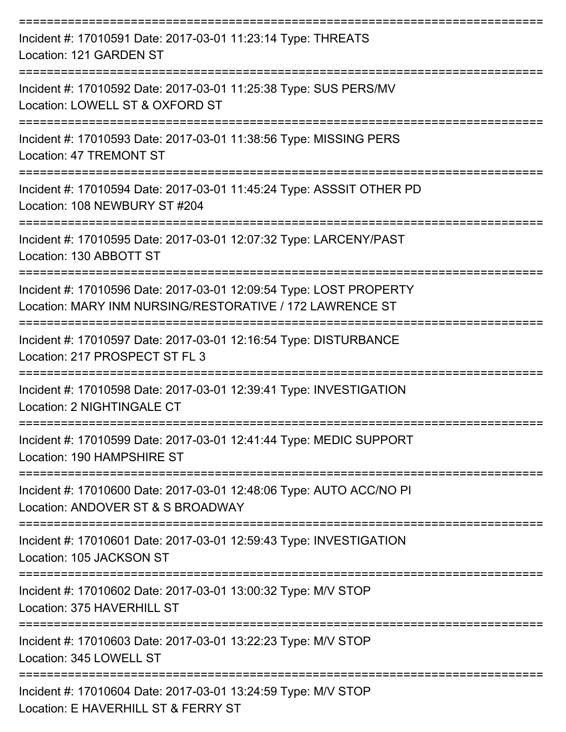===========================================================================

Incident #: 17010591 Date: 2017-03-01 11:23:14 Type: THREATS
Location: 121 GARDEN ST

===========================================================================

Incident #: 17010592 Date: 2017-03-01 11:25:38 Type: SUS PERS/MV
Location: LOWELL ST & OXFORD ST

===========================================================================

Incident #: 17010593 Date: 2017-03-01 11:38:56 Type: MISSING PERS
Location: 47 TREMONT ST

===========================================================================

Incident #: 17010594 Date: 2017-03-01 11:45:24 Type: ASSSIT OTHER PD
Location: 108 NEWBURY ST #204

===========================================================================

Incident #: 17010595 Date: 2017-03-01 12:07:32 Type: LARCENY/PAST
Location: 130 ABBOTT ST

===========================================================================

Incident #: 17010596 Date: 2017-03-01 12:09:54 Type: LOST PROPERTY
Location: MARY INM NURSING/RESTORATIVE / 172 LAWRENCE ST

===========================================================================

Incident #: 17010597 Date: 2017-03-01 12:16:54 Type: DISTURBANCE
Location: 217 PROSPECT ST FL 3

===========================================================================

Incident #: 17010598 Date: 2017-03-01 12:39:41 Type: INVESTIGATION
Location: 2 NIGHTINGALE CT

===========================================================================

Incident #: 17010599 Date: 2017-03-01 12:41:44 Type: MEDIC SUPPORT
Location: 190 HAMPSHIRE ST

===========================================================================

Incident #: 17010600 Date: 2017-03-01 12:48:06 Type: AUTO ACC/NO PI
Location: ANDOVER ST & S BROADWAY

===========================================================================

Incident #: 17010601 Date: 2017-03-01 12:59:43 Type: INVESTIGATION
Location: 105 JACKSON ST

===========================================================================

Incident #: 17010602 Date: 2017-03-01 13:00:32 Type: M/V STOP
Location: 375 HAVERHILL ST

===========================================================================

Incident #: 17010603 Date: 2017-03-01 13:22:23 Type: M/V STOP
Location: 345 LOWELL ST

===========================================================================

Incident #: 17010604 Date: 2017-03-01 13:24:59 Type: M/V STOP
Location: E HAVERHILL ST & FERRY ST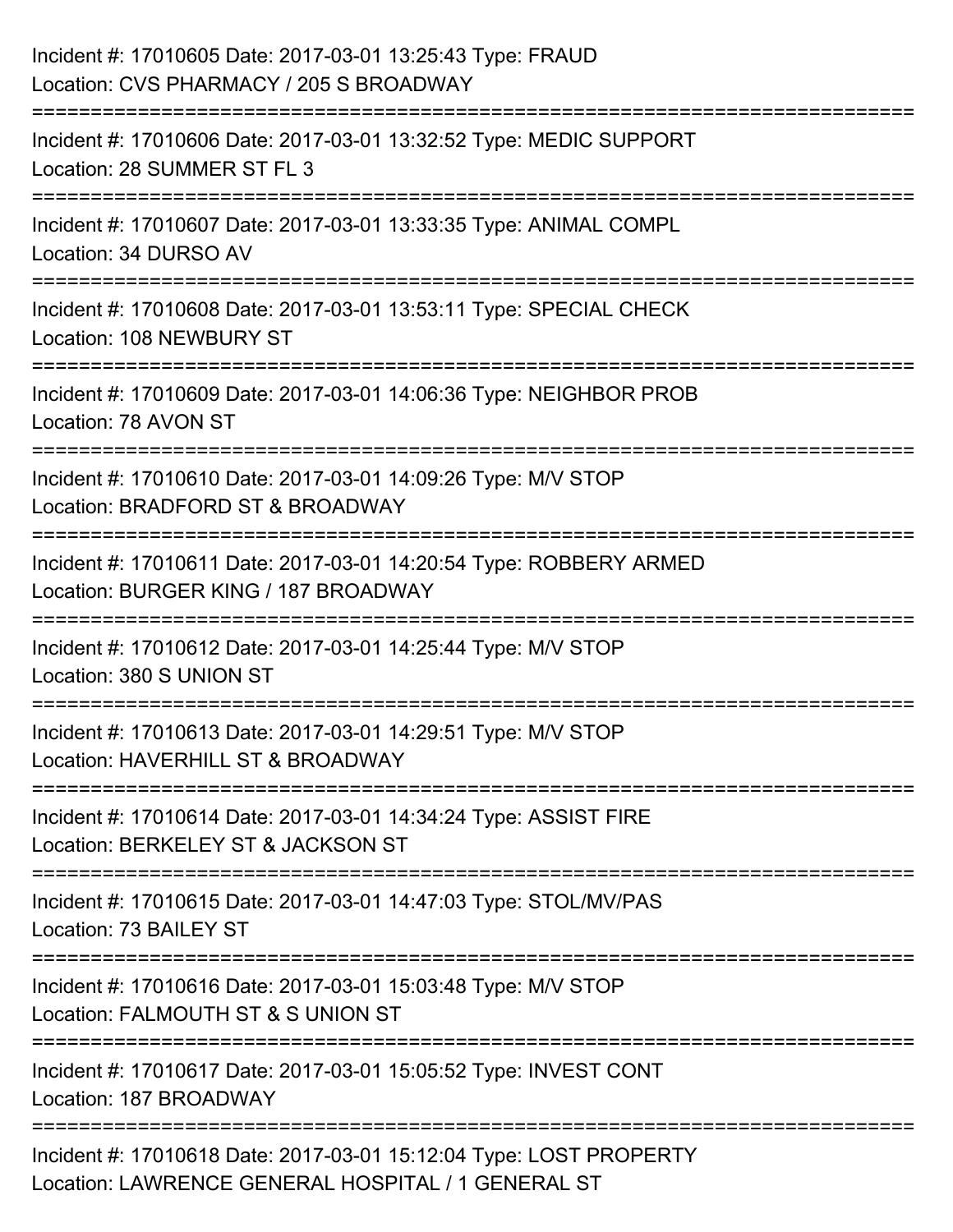Incident #: 17010605 Date: 2017-03-01 13:25:43 Type: FRAUD
Location: CVS PHARMACY / 205 S BROADWAY

===========================================================================

Incident #: 17010606 Date: 2017-03-01 13:32:52 Type: MEDIC SUPPORT
Location: 28 SUMMER ST FL 3

===========================================================================

Incident #: 17010607 Date: 2017-03-01 13:33:35 Type: ANIMAL COMPL
Location: 34 DURSO AV

===========================================================================

Incident #: 17010608 Date: 2017-03-01 13:53:11 Type: SPECIAL CHECK
Location: 108 NEWBURY ST

===========================================================================

Incident #: 17010609 Date: 2017-03-01 14:06:36 Type: NEIGHBOR PROB
Location: 78 AVON ST

===========================================================================

Incident #: 17010610 Date: 2017-03-01 14:09:26 Type: M/V STOP
Location: BRADFORD ST & BROADWAY

===========================================================================

Incident #: 17010611 Date: 2017-03-01 14:20:54 Type: ROBBERY ARMED
Location: BURGER KING / 187 BROADWAY

===========================================================================

Incident #: 17010612 Date: 2017-03-01 14:25:44 Type: M/V STOP
Location: 380 S UNION ST

===========================================================================

Incident #: 17010613 Date: 2017-03-01 14:29:51 Type: M/V STOP
Location: HAVERHILL ST & BROADWAY

===========================================================================

Incident #: 17010614 Date: 2017-03-01 14:34:24 Type: ASSIST FIRE
Location: BERKELEY ST & JACKSON ST

===========================================================================

Incident #: 17010615 Date: 2017-03-01 14:47:03 Type: STOL/MV/PAS
Location: 73 BAILEY ST

===========================================================================

Incident #: 17010616 Date: 2017-03-01 15:03:48 Type: M/V STOP
Location: FALMOUTH ST & S UNION ST

===========================================================================

Incident #: 17010617 Date: 2017-03-01 15:05:52 Type: INVEST CONT
Location: 187 BROADWAY

===========================================================================

Incident #: 17010618 Date: 2017-03-01 15:12:04 Type: LOST PROPERTY
Location: LAWRENCE GENERAL HOSPITAL / 1 GENERAL ST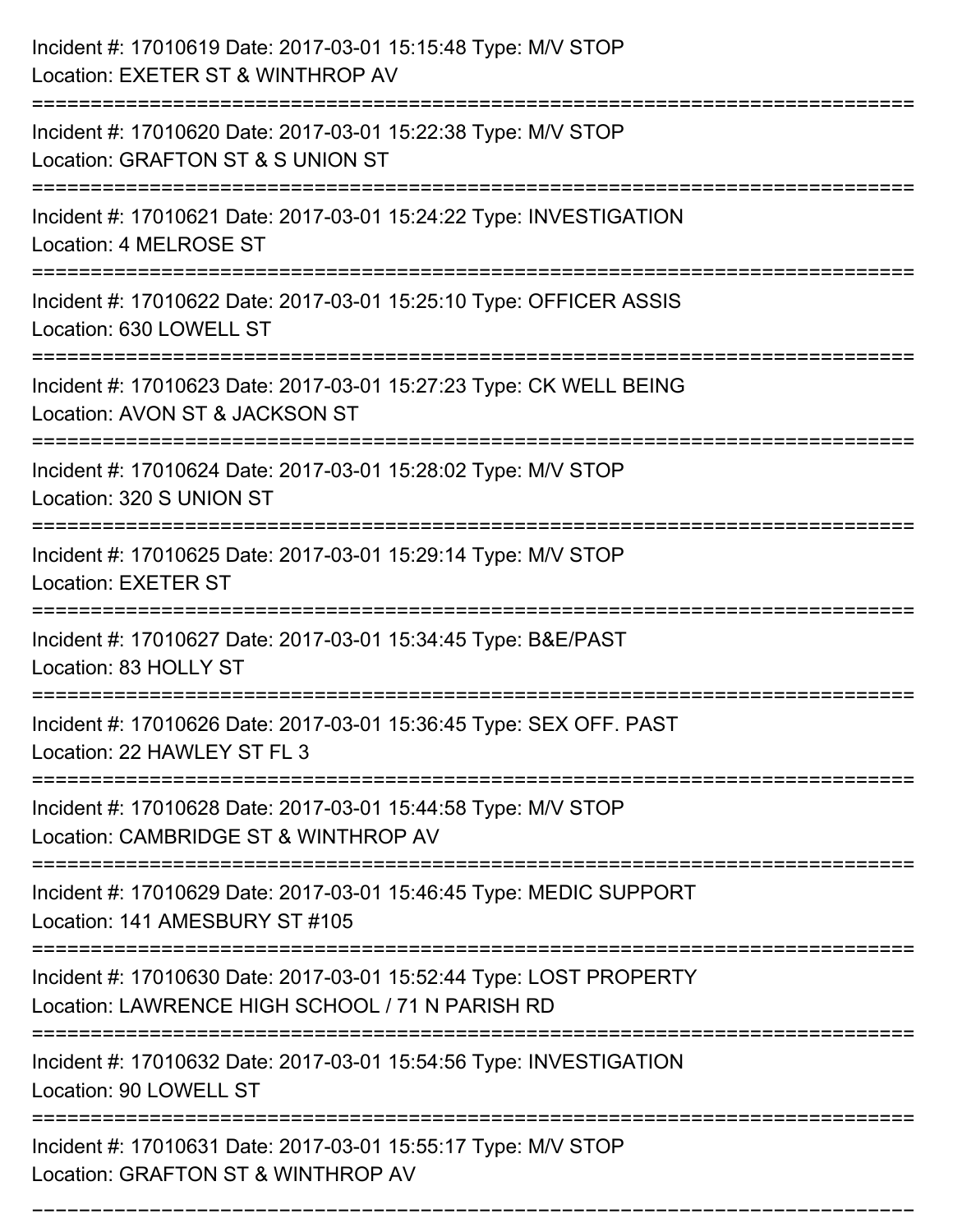Incident #: 17010619 Date: 2017-03-01 15:15:48 Type: M/V STOP
Location: EXETER ST & WINTHROP AV

===========================================================================

Incident #: 17010620 Date: 2017-03-01 15:22:38 Type: M/V STOP
Location: GRAFTON ST & S UNION ST

===========================================================================

Incident #: 17010621 Date: 2017-03-01 15:24:22 Type: INVESTIGATION
Location: 4 MELROSE ST

===========================================================================

Incident #: 17010622 Date: 2017-03-01 15:25:10 Type: OFFICER ASSIS
Location: 630 LOWELL ST

===========================================================================

Incident #: 17010623 Date: 2017-03-01 15:27:23 Type: CK WELL BEING
Location: AVON ST & JACKSON ST

===========================================================================

Incident #: 17010624 Date: 2017-03-01 15:28:02 Type: M/V STOP
Location: 320 S UNION ST

===========================================================================

Incident #: 17010625 Date: 2017-03-01 15:29:14 Type: M/V STOP
Location: EXETER ST

===========================================================================

Incident #: 17010627 Date: 2017-03-01 15:34:45 Type: B&E/PAST
Location: 83 HOLLY ST

===========================================================================

Incident #: 17010626 Date: 2017-03-01 15:36:45 Type: SEX OFF. PAST
Location: 22 HAWLEY ST FL 3

===========================================================================

Incident #: 17010628 Date: 2017-03-01 15:44:58 Type: M/V STOP
Location: CAMBRIDGE ST & WINTHROP AV

===========================================================================

Incident #: 17010629 Date: 2017-03-01 15:46:45 Type: MEDIC SUPPORT
Location: 141 AMESBURY ST #105

===========================================================================

Incident #: 17010630 Date: 2017-03-01 15:52:44 Type: LOST PROPERTY
Location: LAWRENCE HIGH SCHOOL / 71 N PARISH RD

===========================================================================

Incident #: 17010632 Date: 2017-03-01 15:54:56 Type: INVESTIGATION
Location: 90 LOWELL ST

===========================================================================

Incident #: 17010631 Date: 2017-03-01 15:55:17 Type: M/V STOP
Location: GRAFTON ST & WINTHROP AV

===========================================================================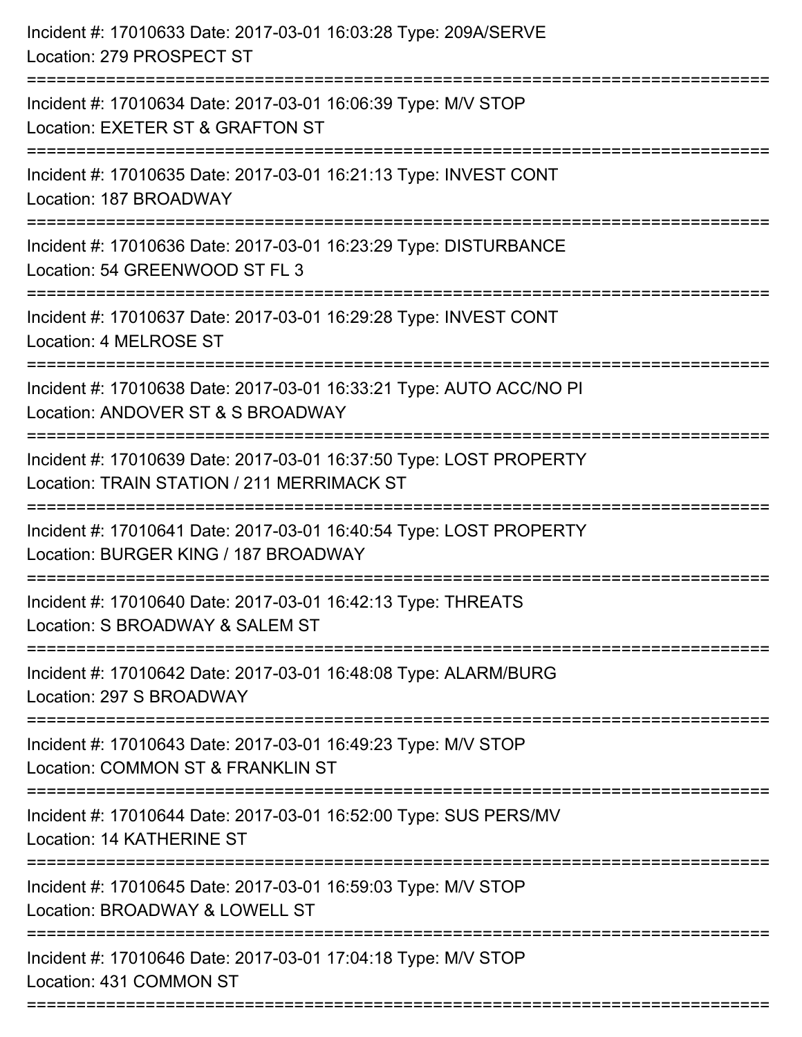Incident #: 17010633 Date: 2017-03-01 16:03:28 Type: 209A/SERVE
Location: 279 PROSPECT ST

===========================================================================

Incident #: 17010634 Date: 2017-03-01 16:06:39 Type: M/V STOP
Location: EXETER ST & GRAFTON ST

===========================================================================

Incident #: 17010635 Date: 2017-03-01 16:21:13 Type: INVEST CONT
Location: 187 BROADWAY

===========================================================================

Incident #: 17010636 Date: 2017-03-01 16:23:29 Type: DISTURBANCE
Location: 54 GREENWOOD ST FL 3

===========================================================================

Incident #: 17010637 Date: 2017-03-01 16:29:28 Type: INVEST CONT
Location: 4 MELROSE ST

===========================================================================

Incident #: 17010638 Date: 2017-03-01 16:33:21 Type: AUTO ACC/NO PI
Location: ANDOVER ST & S BROADWAY

===========================================================================

Incident #: 17010639 Date: 2017-03-01 16:37:50 Type: LOST PROPERTY
Location: TRAIN STATION / 211 MERRIMACK ST

===========================================================================

Incident #: 17010641 Date: 2017-03-01 16:40:54 Type: LOST PROPERTY
Location: BURGER KING / 187 BROADWAY

===========================================================================

Incident #: 17010640 Date: 2017-03-01 16:42:13 Type: THREATS
Location: S BROADWAY & SALEM ST

===========================================================================

Incident #: 17010642 Date: 2017-03-01 16:48:08 Type: ALARM/BURG
Location: 297 S BROADWAY

===========================================================================

Incident #: 17010643 Date: 2017-03-01 16:49:23 Type: M/V STOP
Location: COMMON ST & FRANKLIN ST

===========================================================================

Incident #: 17010644 Date: 2017-03-01 16:52:00 Type: SUS PERS/MV
Location: 14 KATHERINE ST

===========================================================================

Incident #: 17010645 Date: 2017-03-01 16:59:03 Type: M/V STOP
Location: BROADWAY & LOWELL ST

===========================================================================

Incident #: 17010646 Date: 2017-03-01 17:04:18 Type: M/V STOP
Location: 431 COMMON ST

===========================================================================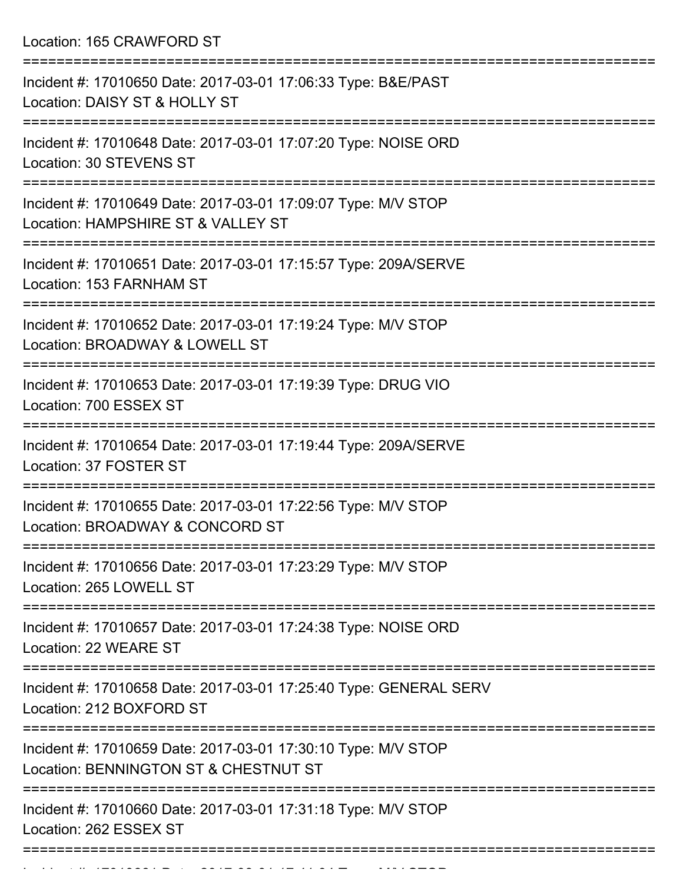Location: 165 CRAWFORD ST

===========================================================================

Incident #: 17010650 Date: 2017-03-01 17:06:33 Type: B&E/PAST
Location: DAISY ST & HOLLY ST

===========================================================================

Incident #: 17010648 Date: 2017-03-01 17:07:20 Type: NOISE ORD
Location: 30 STEVENS ST

===========================================================================

Incident #: 17010649 Date: 2017-03-01 17:09:07 Type: M/V STOP
Location: HAMPSHIRE ST & VALLEY ST

===========================================================================

Incident #: 17010651 Date: 2017-03-01 17:15:57 Type: 209A/SERVE
Location: 153 FARNHAM ST

===========================================================================

Incident #: 17010652 Date: 2017-03-01 17:19:24 Type: M/V STOP
Location: BROADWAY & LOWELL ST

===========================================================================

Incident #: 17010653 Date: 2017-03-01 17:19:39 Type: DRUG VIO
Location: 700 ESSEX ST

===========================================================================

Incident #: 17010654 Date: 2017-03-01 17:19:44 Type: 209A/SERVE
Location: 37 FOSTER ST

===========================================================================

Incident #: 17010655 Date: 2017-03-01 17:22:56 Type: M/V STOP
Location: BROADWAY & CONCORD ST

===========================================================================

Incident #: 17010656 Date: 2017-03-01 17:23:29 Type: M/V STOP
Location: 265 LOWELL ST

===========================================================================

Incident #: 17010657 Date: 2017-03-01 17:24:38 Type: NOISE ORD
Location: 22 WEARE ST

===========================================================================

Incident #: 17010658 Date: 2017-03-01 17:25:40 Type: GENERAL SERV
Location: 212 BOXFORD ST

===========================================================================

Incident #: 17010659 Date: 2017-03-01 17:30:10 Type: M/V STOP
Location: BENNINGTON ST & CHESTNUT ST

===========================================================================

Incident #: 17010660 Date: 2017-03-01 17:31:18 Type: M/V STOP
Location: 262 ESSEX ST

===========================================================================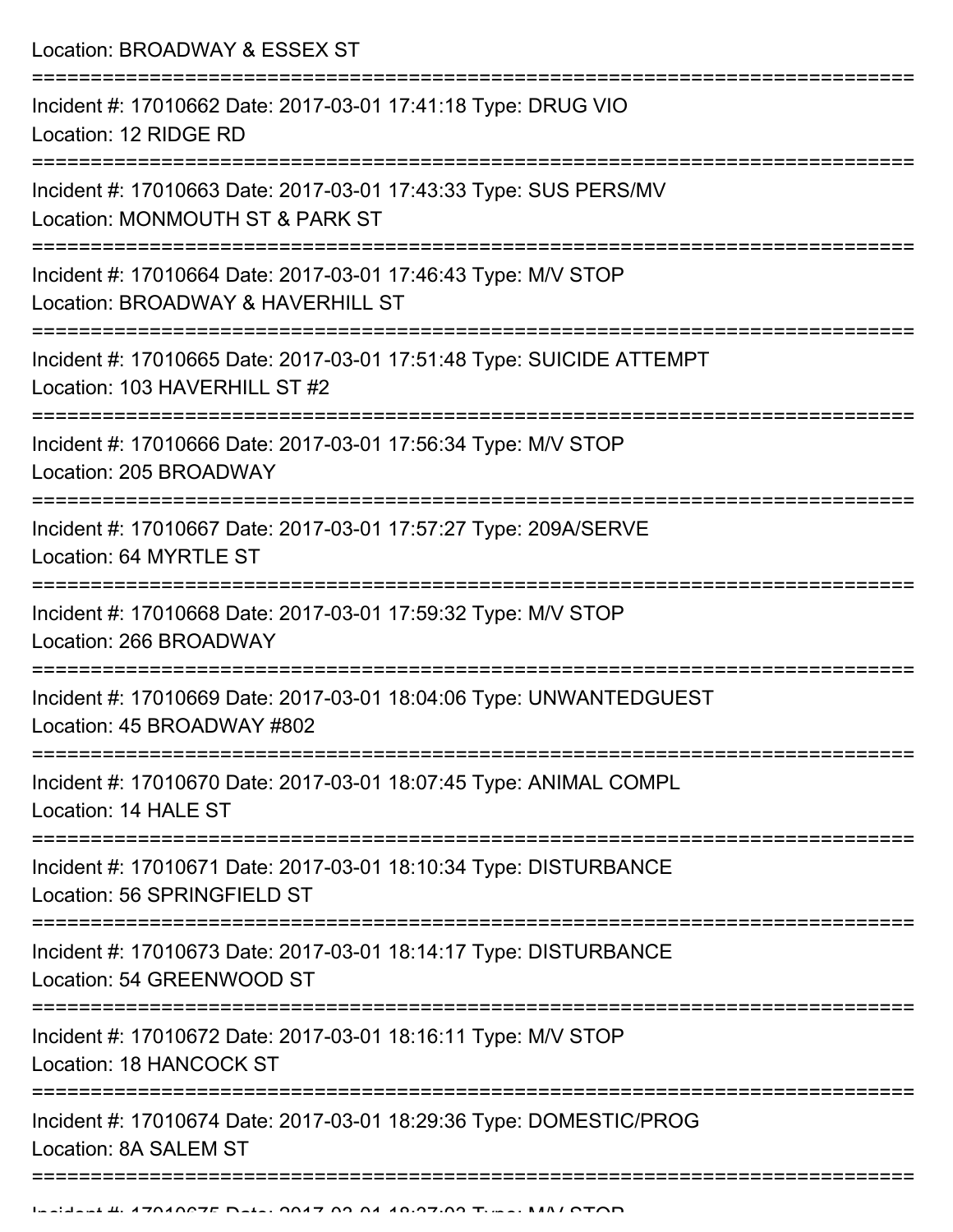Location: BROADWAY & ESSEX ST

===========================================================================

Incident #: 17010662 Date: 2017-03-01 17:41:18 Type: DRUG VIO
Location: 12 RIDGE RD

===========================================================================

Incident #: 17010663 Date: 2017-03-01 17:43:33 Type: SUS PERS/MV
Location: MONMOUTH ST & PARK ST

===========================================================================

Incident #: 17010664 Date: 2017-03-01 17:46:43 Type: M/V STOP
Location: BROADWAY & HAVERHILL ST

===========================================================================

Incident #: 17010665 Date: 2017-03-01 17:51:48 Type: SUICIDE ATTEMPT
Location: 103 HAVERHILL ST #2

===========================================================================

Incident #: 17010666 Date: 2017-03-01 17:56:34 Type: M/V STOP
Location: 205 BROADWAY

===========================================================================

Incident #: 17010667 Date: 2017-03-01 17:57:27 Type: 209A/SERVE
Location: 64 MYRTLE ST

===========================================================================

Incident #: 17010668 Date: 2017-03-01 17:59:32 Type: M/V STOP
Location: 266 BROADWAY

===========================================================================

Incident #: 17010669 Date: 2017-03-01 18:04:06 Type: UNWANTEDGUEST
Location: 45 BROADWAY #802

===========================================================================

Incident #: 17010670 Date: 2017-03-01 18:07:45 Type: ANIMAL COMPL
Location: 14 HALE ST

===========================================================================

Incident #: 17010671 Date: 2017-03-01 18:10:34 Type: DISTURBANCE
Location: 56 SPRINGFIELD ST

===========================================================================

Incident #: 17010673 Date: 2017-03-01 18:14:17 Type: DISTURBANCE
Location: 54 GREENWOOD ST

===========================================================================

Incident #: 17010672 Date: 2017-03-01 18:16:11 Type: M/V STOP
Location: 18 HANCOCK ST

===========================================================================

Incident #: 17010674 Date: 2017-03-01 18:29:36 Type: DOMESTIC/PROG
Location: 8A SALEM ST

===========================================================================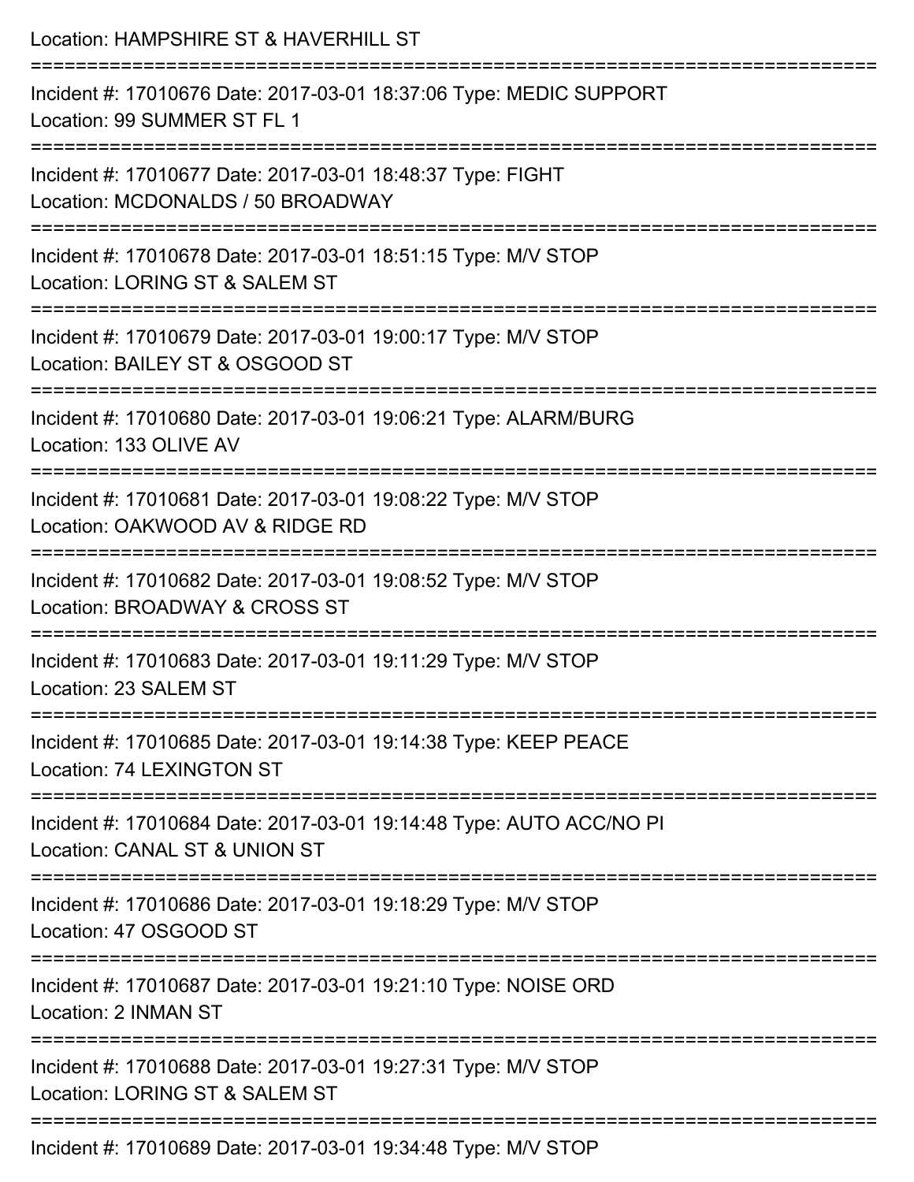Location: HAMPSHIRE ST & HAVERHILL ST

===========================================================================

Incident #: 17010676 Date: 2017-03-01 18:37:06 Type: MEDIC SUPPORT
Location: 99 SUMMER ST FL 1

===========================================================================

Incident #: 17010677 Date: 2017-03-01 18:48:37 Type: FIGHT
Location: MCDONALDS / 50 BROADWAY

===========================================================================

Incident #: 17010678 Date: 2017-03-01 18:51:15 Type: M/V STOP
Location: LORING ST & SALEM ST

===========================================================================

Incident #: 17010679 Date: 2017-03-01 19:00:17 Type: M/V STOP
Location: BAILEY ST & OSGOOD ST

===========================================================================

Incident #: 17010680 Date: 2017-03-01 19:06:21 Type: ALARM/BURG
Location: 133 OLIVE AV

===========================================================================

Incident #: 17010681 Date: 2017-03-01 19:08:22 Type: M/V STOP
Location: OAKWOOD AV & RIDGE RD

===========================================================================

Incident #: 17010682 Date: 2017-03-01 19:08:52 Type: M/V STOP
Location: BROADWAY & CROSS ST

===========================================================================

Incident #: 17010683 Date: 2017-03-01 19:11:29 Type: M/V STOP
Location: 23 SALEM ST

===========================================================================

Incident #: 17010685 Date: 2017-03-01 19:14:38 Type: KEEP PEACE
Location: 74 LEXINGTON ST

===========================================================================

Incident #: 17010684 Date: 2017-03-01 19:14:48 Type: AUTO ACC/NO PI
Location: CANAL ST & UNION ST

===========================================================================

Incident #: 17010686 Date: 2017-03-01 19:18:29 Type: M/V STOP
Location: 47 OSGOOD ST

===========================================================================

Incident #: 17010687 Date: 2017-03-01 19:21:10 Type: NOISE ORD
Location: 2 INMAN ST

===========================================================================

Incident #: 17010688 Date: 2017-03-01 19:27:31 Type: M/V STOP
Location: LORING ST & SALEM ST

===========================================================================

Incident #: 17010689 Date: 2017-03-01 19:34:48 Type: M/V STOP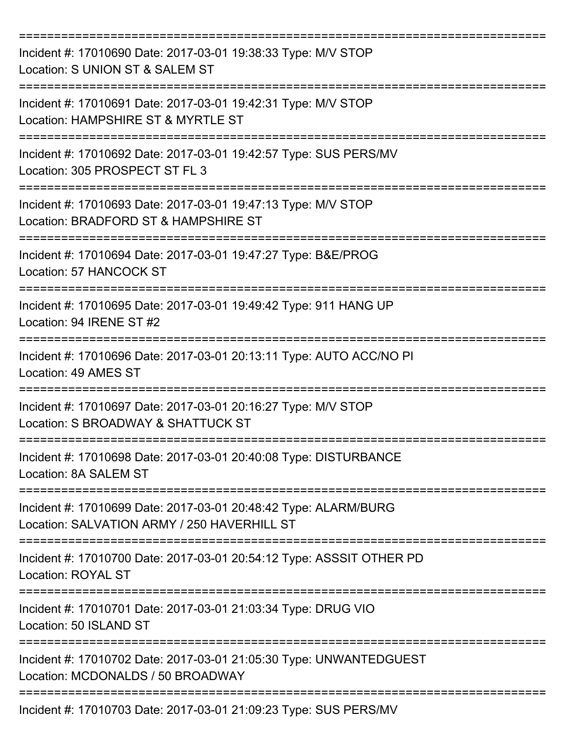===========================================================================

Incident #: 17010690 Date: 2017-03-01 19:38:33 Type: M/V STOP
Location: S UNION ST & SALEM ST

===========================================================================

Incident #: 17010691 Date: 2017-03-01 19:42:31 Type: M/V STOP
Location: HAMPSHIRE ST & MYRTLE ST

===========================================================================

Incident #: 17010692 Date: 2017-03-01 19:42:57 Type: SUS PERS/MV
Location: 305 PROSPECT ST FL 3

===========================================================================

Incident #: 17010693 Date: 2017-03-01 19:47:13 Type: M/V STOP
Location: BRADFORD ST & HAMPSHIRE ST

===========================================================================

Incident #: 17010694 Date: 2017-03-01 19:47:27 Type: B&E/PROG
Location: 57 HANCOCK ST

===========================================================================

Incident #: 17010695 Date: 2017-03-01 19:49:42 Type: 911 HANG UP
Location: 94 IRENE ST #2

===========================================================================

Incident #: 17010696 Date: 2017-03-01 20:13:11 Type: AUTO ACC/NO PI
Location: 49 AMES ST

===========================================================================

Incident #: 17010697 Date: 2017-03-01 20:16:27 Type: M/V STOP
Location: S BROADWAY & SHATTUCK ST

===========================================================================

Incident #: 17010698 Date: 2017-03-01 20:40:08 Type: DISTURBANCE
Location: 8A SALEM ST

===========================================================================

Incident #: 17010699 Date: 2017-03-01 20:48:42 Type: ALARM/BURG
Location: SALVATION ARMY / 250 HAVERHILL ST

===========================================================================

Incident #: 17010700 Date: 2017-03-01 20:54:12 Type: ASSSIT OTHER PD
Location: ROYAL ST

===========================================================================

Incident #: 17010701 Date: 2017-03-01 21:03:34 Type: DRUG VIO
Location: 50 ISLAND ST

===========================================================================

Incident #: 17010702 Date: 2017-03-01 21:05:30 Type: UNWANTEDGUEST
Location: MCDONALDS / 50 BROADWAY

===========================================================================

Incident #: 17010703 Date: 2017-03-01 21:09:23 Type: SUS PERS/MV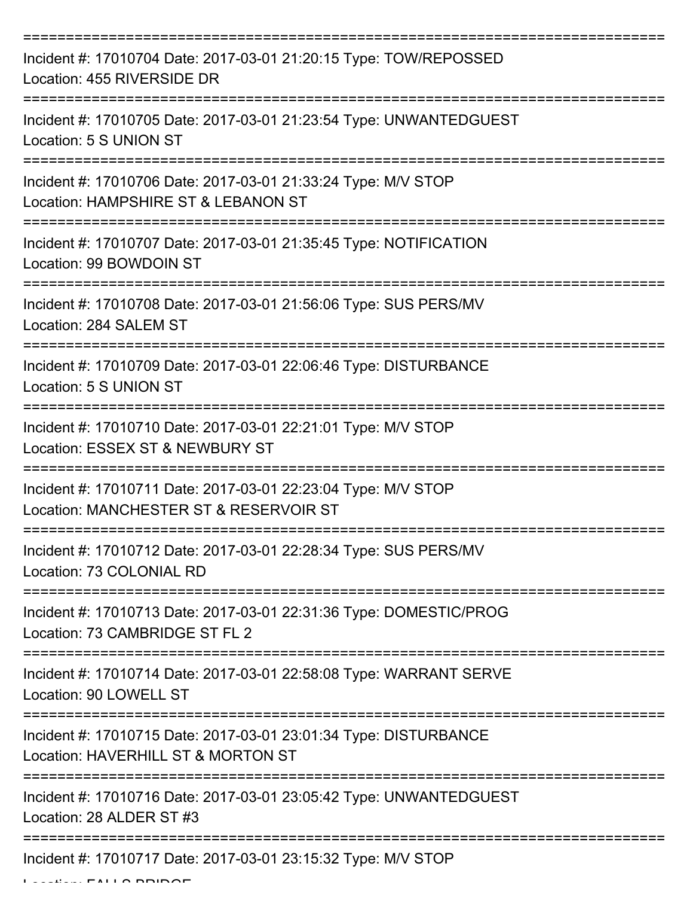===========================================================================

Incident #: 17010704 Date: 2017-03-01 21:20:15 Type: TOW/REPOSSED
Location: 455 RIVERSIDE DR

===========================================================================

Incident #: 17010705 Date: 2017-03-01 21:23:54 Type: UNWANTEDGUEST
Location: 5 S UNION ST

===========================================================================

Incident #: 17010706 Date: 2017-03-01 21:33:24 Type: M/V STOP
Location: HAMPSHIRE ST & LEBANON ST

===========================================================================

Incident #: 17010707 Date: 2017-03-01 21:35:45 Type: NOTIFICATION
Location: 99 BOWDOIN ST

===========================================================================

Incident #: 17010708 Date: 2017-03-01 21:56:06 Type: SUS PERS/MV
Location: 284 SALEM ST

===========================================================================

Incident #: 17010709 Date: 2017-03-01 22:06:46 Type: DISTURBANCE
Location: 5 S UNION ST

===========================================================================

Incident #: 17010710 Date: 2017-03-01 22:21:01 Type: M/V STOP
Location: ESSEX ST & NEWBURY ST

===========================================================================

Incident #: 17010711 Date: 2017-03-01 22:23:04 Type: M/V STOP
Location: MANCHESTER ST & RESERVOIR ST

===========================================================================

Incident #: 17010712 Date: 2017-03-01 22:28:34 Type: SUS PERS/MV
Location: 73 COLONIAL RD

===========================================================================

Incident #: 17010713 Date: 2017-03-01 22:31:36 Type: DOMESTIC/PROG
Location: 73 CAMBRIDGE ST FL 2

===========================================================================

Incident #: 17010714 Date: 2017-03-01 22:58:08 Type: WARRANT SERVE
Location: 90 LOWELL ST

===========================================================================

Incident #: 17010715 Date: 2017-03-01 23:01:34 Type: DISTURBANCE
Location: HAVERHILL ST & MORTON ST

===========================================================================

Incident #: 17010716 Date: 2017-03-01 23:05:42 Type: UNWANTEDGUEST
Location: 28 ALDER ST #3

===========================================================================

Incident #: 17010717 Date: 2017-03-01 23:15:32 Type: M/V STOP
Location: FALLS BRIDGE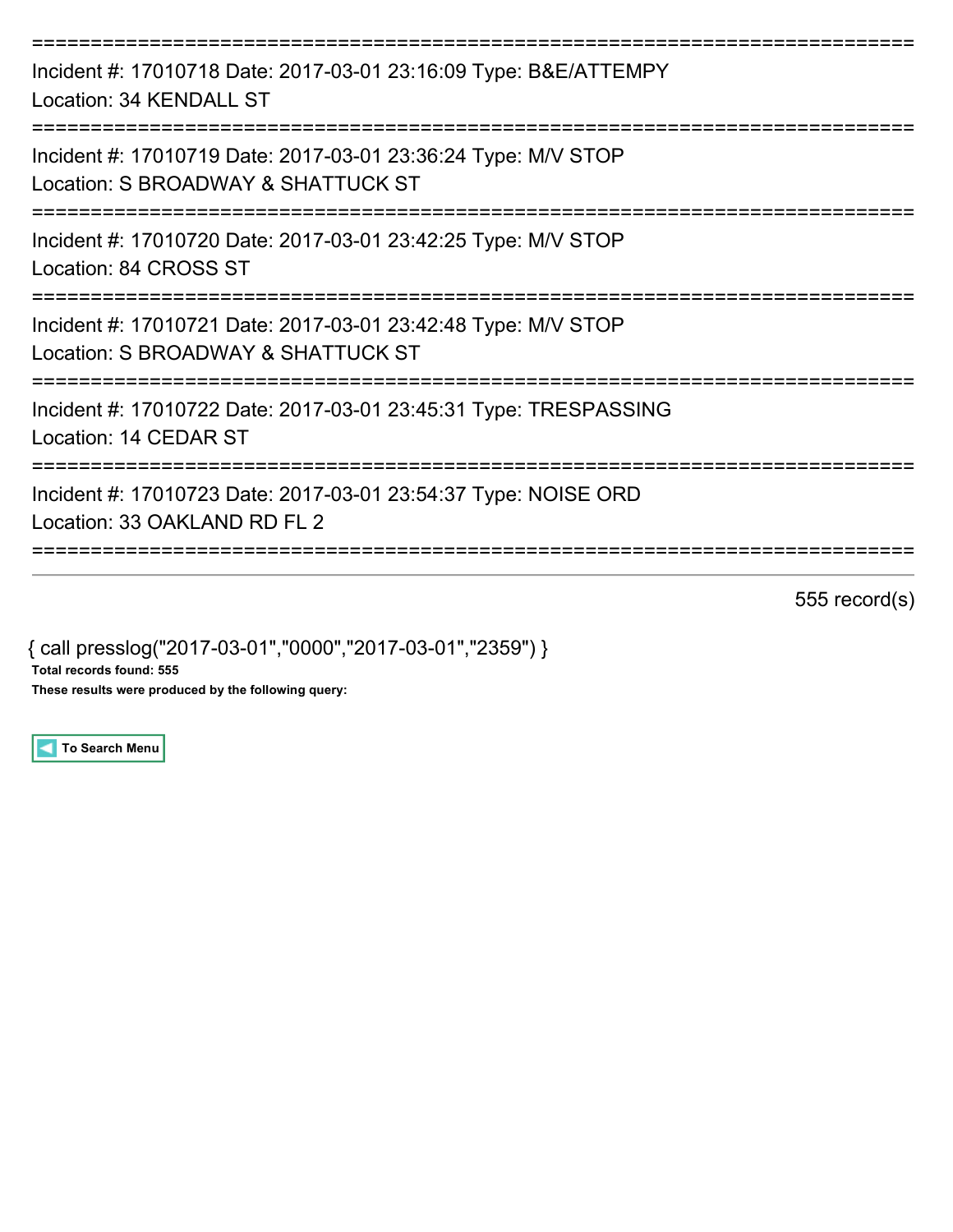===========================================================================

Incident #: 17010718 Date: 2017-03-01 23:16:09 Type: B&E/ATTEMPY

Location: 34 KENDALL ST

===========================================================================

Incident #: 17010719 Date: 2017-03-01 23:36:24 Type: M/V STOP

Location: S BROADWAY & SHATTUCK ST

===========================================================================

Incident #: 17010720 Date: 2017-03-01 23:42:25 Type: M/V STOP

Location: 84 CROSS ST

===========================================================================

Incident #: 17010721 Date: 2017-03-01 23:42:48 Type: M/V STOP

Location: S BROADWAY & SHATTUCK ST

===========================================================================

Incident #: 17010722 Date: 2017-03-01 23:45:31 Type: TRESPASSING

Location: 14 CEDAR ST

===========================================================================

Incident #: 17010723 Date: 2017-03-01 23:54:37 Type: NOISE ORD

Location: 33 OAKLAND RD FL 2

===========================================================================

555 record(s)

{ call presslog("2017-03-01","0000","2017-03-01","2359") }

**Total records found: 555**

**These results were produced by the following query:**

**To Search Menu**